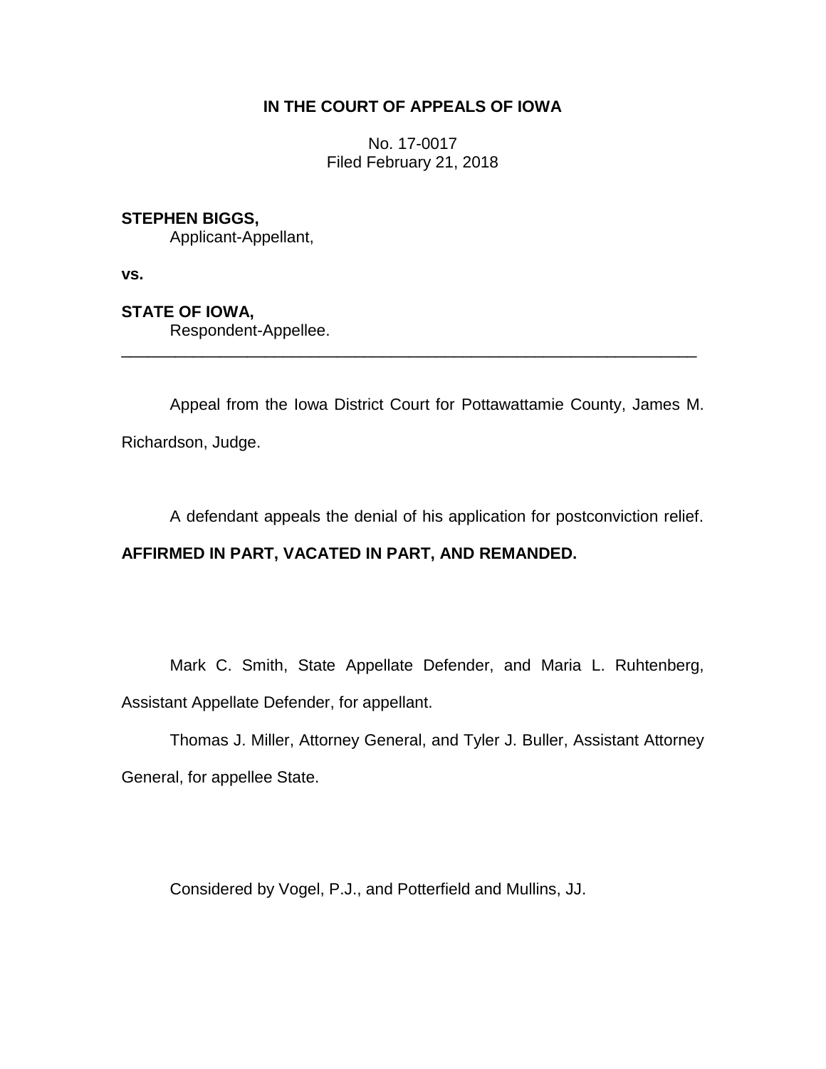**IN THE COURT OF APPEALS OF IOWA**

No. 17-0017
Filed February 21, 2018

**STEPHEN BIGGS,**
Applicant-Appellant,

**vs.**

**STATE OF IOWA,**
Respondent-Appellee.

---

Appeal from the Iowa District Court for Pottawattamie County, James M. Richardson, Judge.

A defendant appeals the denial of his application for postconviction relief.

**AFFIRMED IN PART, VACATED IN PART, AND REMANDED.**

Mark C. Smith, State Appellate Defender, and Maria L. Ruhtenberg, Assistant Appellate Defender, for appellant.

Thomas J. Miller, Attorney General, and Tyler J. Buller, Assistant Attorney General, for appellee State.

Considered by Vogel, P.J., and Potterfield and Mullins, JJ.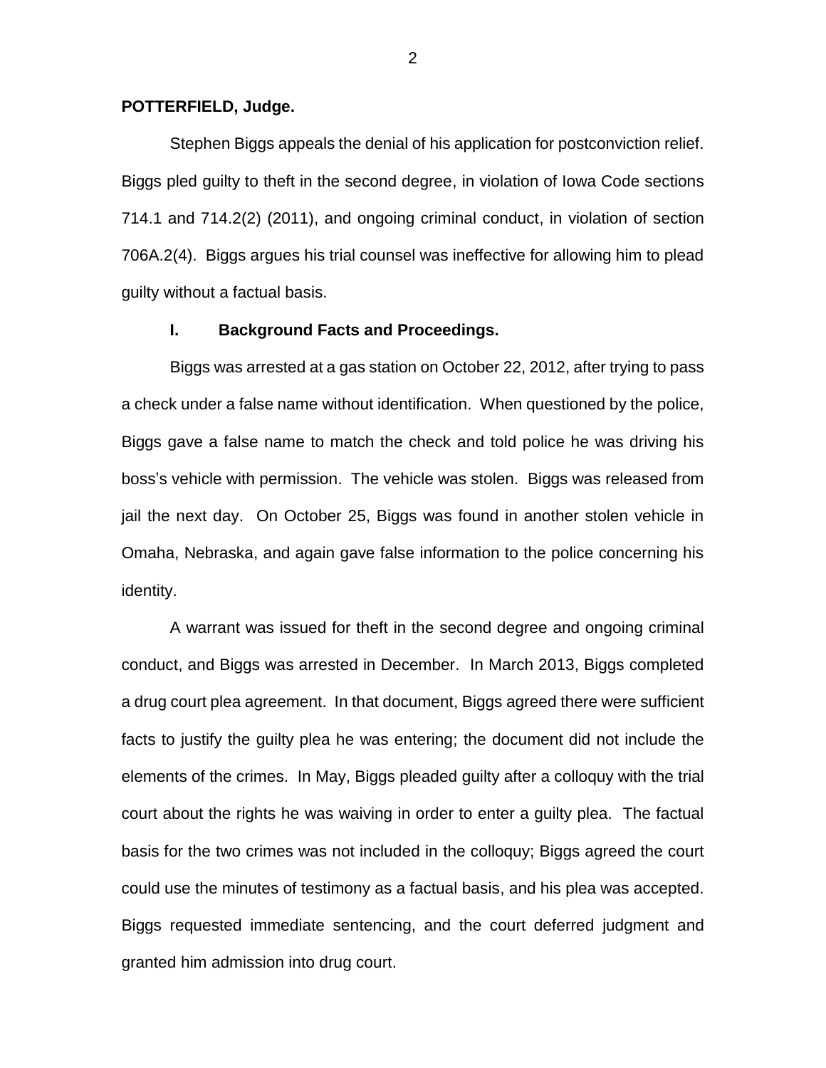**POTTERFIELD, Judge.**

Stephen Biggs appeals the denial of his application for postconviction relief. Biggs pled guilty to theft in the second degree, in violation of Iowa Code sections 714.1 and 714.2(2) (2011), and ongoing criminal conduct, in violation of section 706A.2(4). Biggs argues his trial counsel was ineffective for allowing him to plead guilty without a factual basis.

## I. Background Facts and Proceedings.

Biggs was arrested at a gas station on October 22, 2012, after trying to pass a check under a false name without identification. When questioned by the police, Biggs gave a false name to match the check and told police he was driving his boss's vehicle with permission. The vehicle was stolen. Biggs was released from jail the next day. On October 25, Biggs was found in another stolen vehicle in Omaha, Nebraska, and again gave false information to the police concerning his identity.

A warrant was issued for theft in the second degree and ongoing criminal conduct, and Biggs was arrested in December. In March 2013, Biggs completed a drug court plea agreement. In that document, Biggs agreed there were sufficient facts to justify the guilty plea he was entering; the document did not include the elements of the crimes. In May, Biggs pleaded guilty after a colloquy with the trial court about the rights he was waiving in order to enter a guilty plea. The factual basis for the two crimes was not included in the colloquy; Biggs agreed the court could use the minutes of testimony as a factual basis, and his plea was accepted. Biggs requested immediate sentencing, and the court deferred judgment and granted him admission into drug court.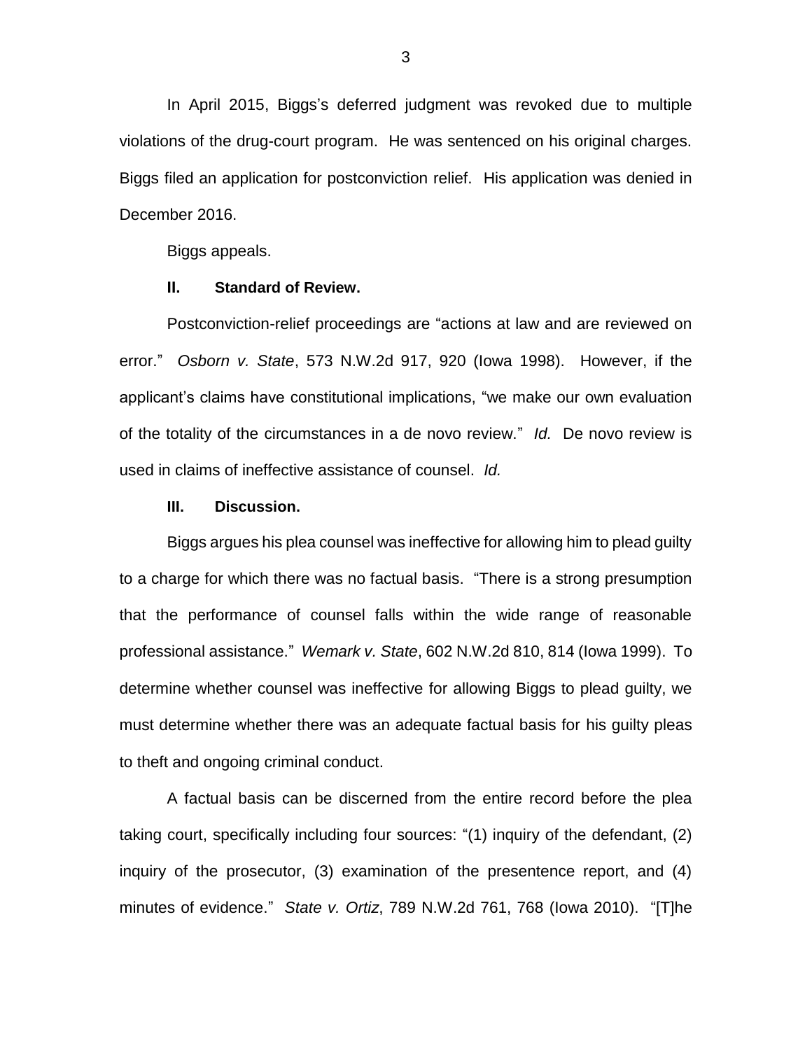In April 2015, Biggs's deferred judgment was revoked due to multiple violations of the drug-court program. He was sentenced on his original charges. Biggs filed an application for postconviction relief. His application was denied in December 2016.

Biggs appeals.

## II. Standard of Review.

Postconviction-relief proceedings are "actions at law and are reviewed on error." *Osborn v. State*, 573 N.W.2d 917, 920 (Iowa 1998). However, if the applicant's claims have constitutional implications, "we make our own evaluation of the totality of the circumstances in a de novo review." *Id.* De novo review is used in claims of ineffective assistance of counsel. *Id.*

## III. Discussion.

Biggs argues his plea counsel was ineffective for allowing him to plead guilty to a charge for which there was no factual basis. "There is a strong presumption that the performance of counsel falls within the wide range of reasonable professional assistance." *Wemark v. State*, 602 N.W.2d 810, 814 (Iowa 1999). To determine whether counsel was ineffective for allowing Biggs to plead guilty, we must determine whether there was an adequate factual basis for his guilty pleas to theft and ongoing criminal conduct.

A factual basis can be discerned from the entire record before the plea taking court, specifically including four sources: "(1) inquiry of the defendant, (2) inquiry of the prosecutor, (3) examination of the presentence report, and (4) minutes of evidence." *State v. Ortiz*, 789 N.W.2d 761, 768 (Iowa 2010). "[T]he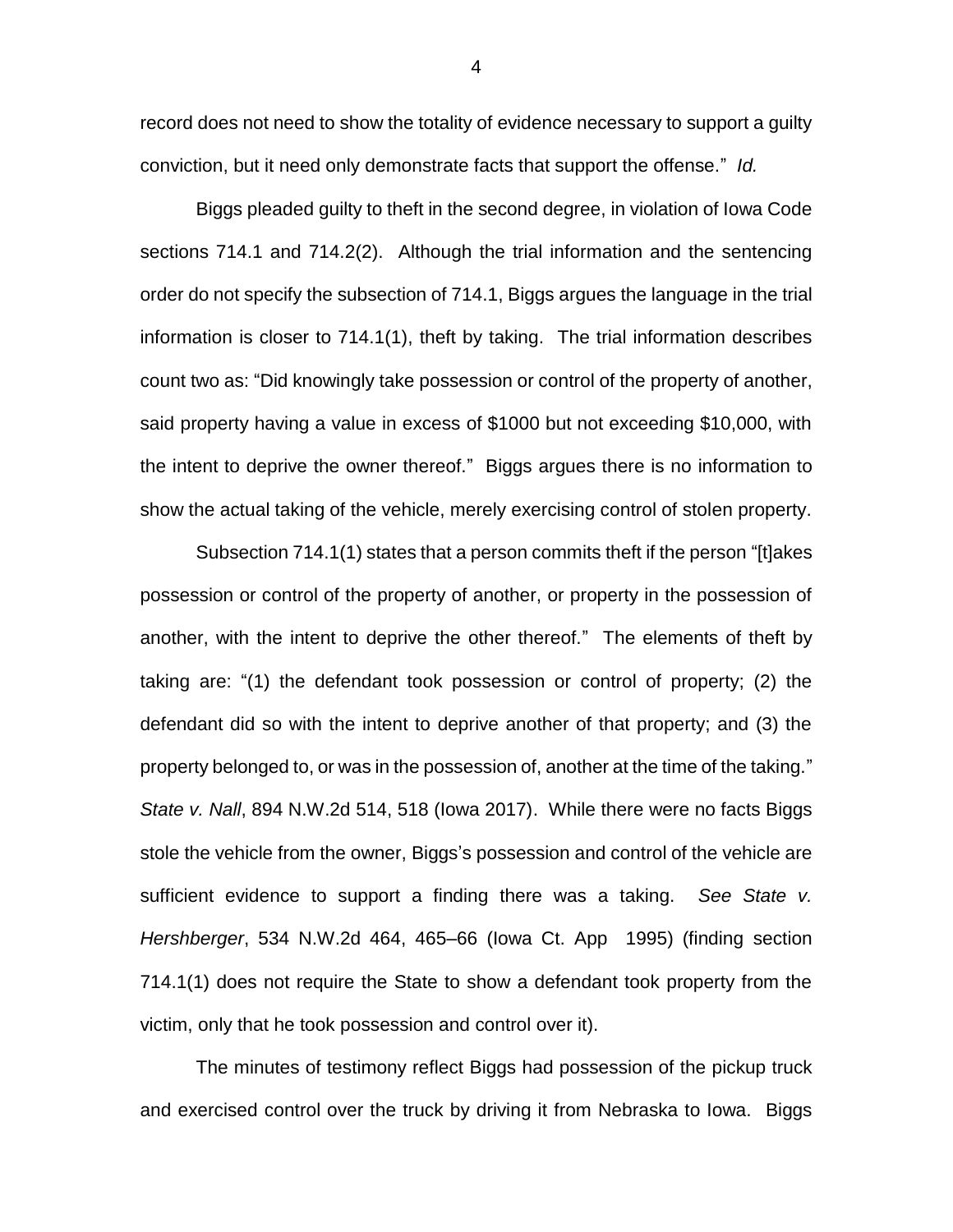record does not need to show the totality of evidence necessary to support a guilty conviction, but it need only demonstrate facts that support the offense." *Id.*

Biggs pleaded guilty to theft in the second degree, in violation of Iowa Code sections 714.1 and 714.2(2). Although the trial information and the sentencing order do not specify the subsection of 714.1, Biggs argues the language in the trial information is closer to 714.1(1), theft by taking. The trial information describes count two as: "Did knowingly take possession or control of the property of another, said property having a value in excess of $1000 but not exceeding $10,000, with the intent to deprive the owner thereof." Biggs argues there is no information to show the actual taking of the vehicle, merely exercising control of stolen property.

Subsection 714.1(1) states that a person commits theft if the person "[t]akes possession or control of the property of another, or property in the possession of another, with the intent to deprive the other thereof." The elements of theft by taking are: "(1) the defendant took possession or control of property; (2) the defendant did so with the intent to deprive another of that property; and (3) the property belonged to, or was in the possession of, another at the time of the taking." *State v. Nall*, 894 N.W.2d 514, 518 (Iowa 2017). While there were no facts Biggs stole the vehicle from the owner, Biggs's possession and control of the vehicle are sufficient evidence to support a finding there was a taking. *See State v. Hershberger*, 534 N.W.2d 464, 465–66 (Iowa Ct. App 1995) (finding section 714.1(1) does not require the State to show a defendant took property from the victim, only that he took possession and control over it).

The minutes of testimony reflect Biggs had possession of the pickup truck and exercised control over the truck by driving it from Nebraska to Iowa. Biggs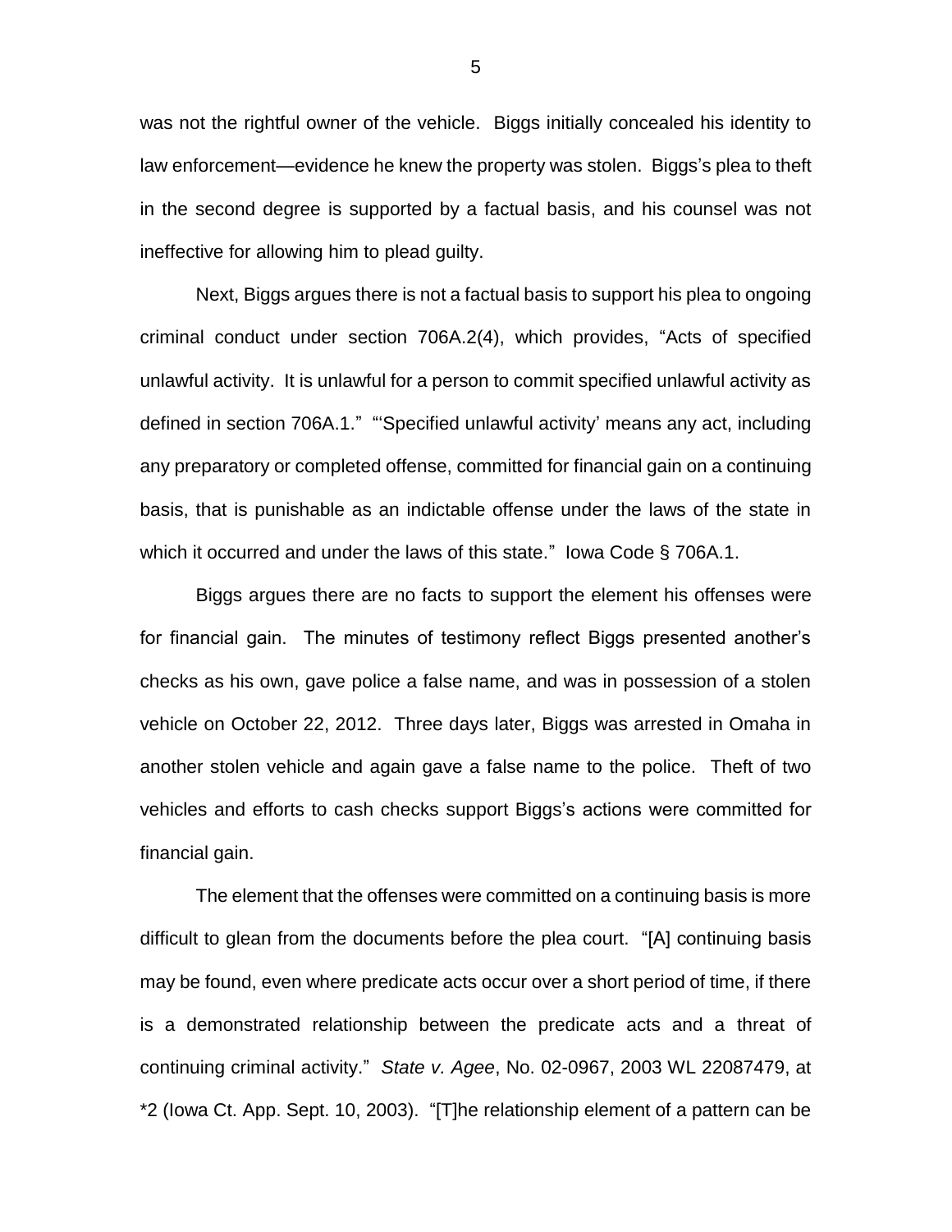was not the rightful owner of the vehicle. Biggs initially concealed his identity to law enforcement—evidence he knew the property was stolen. Biggs's plea to theft in the second degree is supported by a factual basis, and his counsel was not ineffective for allowing him to plead guilty.

Next, Biggs argues there is not a factual basis to support his plea to ongoing criminal conduct under section 706A.2(4), which provides, "Acts of specified unlawful activity. It is unlawful for a person to commit specified unlawful activity as defined in section 706A.1." "'Specified unlawful activity' means any act, including any preparatory or completed offense, committed for financial gain on a continuing basis, that is punishable as an indictable offense under the laws of the state in which it occurred and under the laws of this state." Iowa Code § 706A.1.

Biggs argues there are no facts to support the element his offenses were for financial gain. The minutes of testimony reflect Biggs presented another's checks as his own, gave police a false name, and was in possession of a stolen vehicle on October 22, 2012. Three days later, Biggs was arrested in Omaha in another stolen vehicle and again gave a false name to the police. Theft of two vehicles and efforts to cash checks support Biggs's actions were committed for financial gain.

The element that the offenses were committed on a continuing basis is more difficult to glean from the documents before the plea court. "[A] continuing basis may be found, even where predicate acts occur over a short period of time, if there is a demonstrated relationship between the predicate acts and a threat of continuing criminal activity." *State v. Agee*, No. 02-0967, 2003 WL 22087479, at *2 (Iowa Ct. App. Sept. 10, 2003). "[T]he relationship element of a pattern can be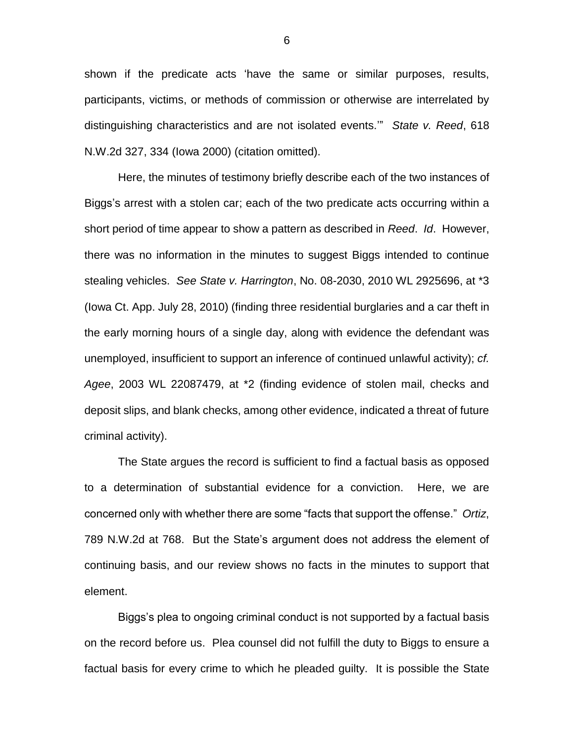shown if the predicate acts 'have the same or similar purposes, results, participants, victims, or methods of commission or otherwise are interrelated by distinguishing characteristics and are not isolated events.'" *State v. Reed*, 618 N.W.2d 327, 334 (Iowa 2000) (citation omitted).

Here, the minutes of testimony briefly describe each of the two instances of Biggs's arrest with a stolen car; each of the two predicate acts occurring within a short period of time appear to show a pattern as described in *Reed*. *Id*. However, there was no information in the minutes to suggest Biggs intended to continue stealing vehicles. *See State v. Harrington*, No. 08-2030, 2010 WL 2925696, at *3 (Iowa Ct. App. July 28, 2010) (finding three residential burglaries and a car theft in the early morning hours of a single day, along with evidence the defendant was unemployed, insufficient to support an inference of continued unlawful activity); *cf. Agee*, 2003 WL 22087479, at *2 (finding evidence of stolen mail, checks and deposit slips, and blank checks, among other evidence, indicated a threat of future criminal activity).

The State argues the record is sufficient to find a factual basis as opposed to a determination of substantial evidence for a conviction. Here, we are concerned only with whether there are some "facts that support the offense." *Ortiz*, 789 N.W.2d at 768. But the State's argument does not address the element of continuing basis, and our review shows no facts in the minutes to support that element.

Biggs's plea to ongoing criminal conduct is not supported by a factual basis on the record before us. Plea counsel did not fulfill the duty to Biggs to ensure a factual basis for every crime to which he pleaded guilty. It is possible the State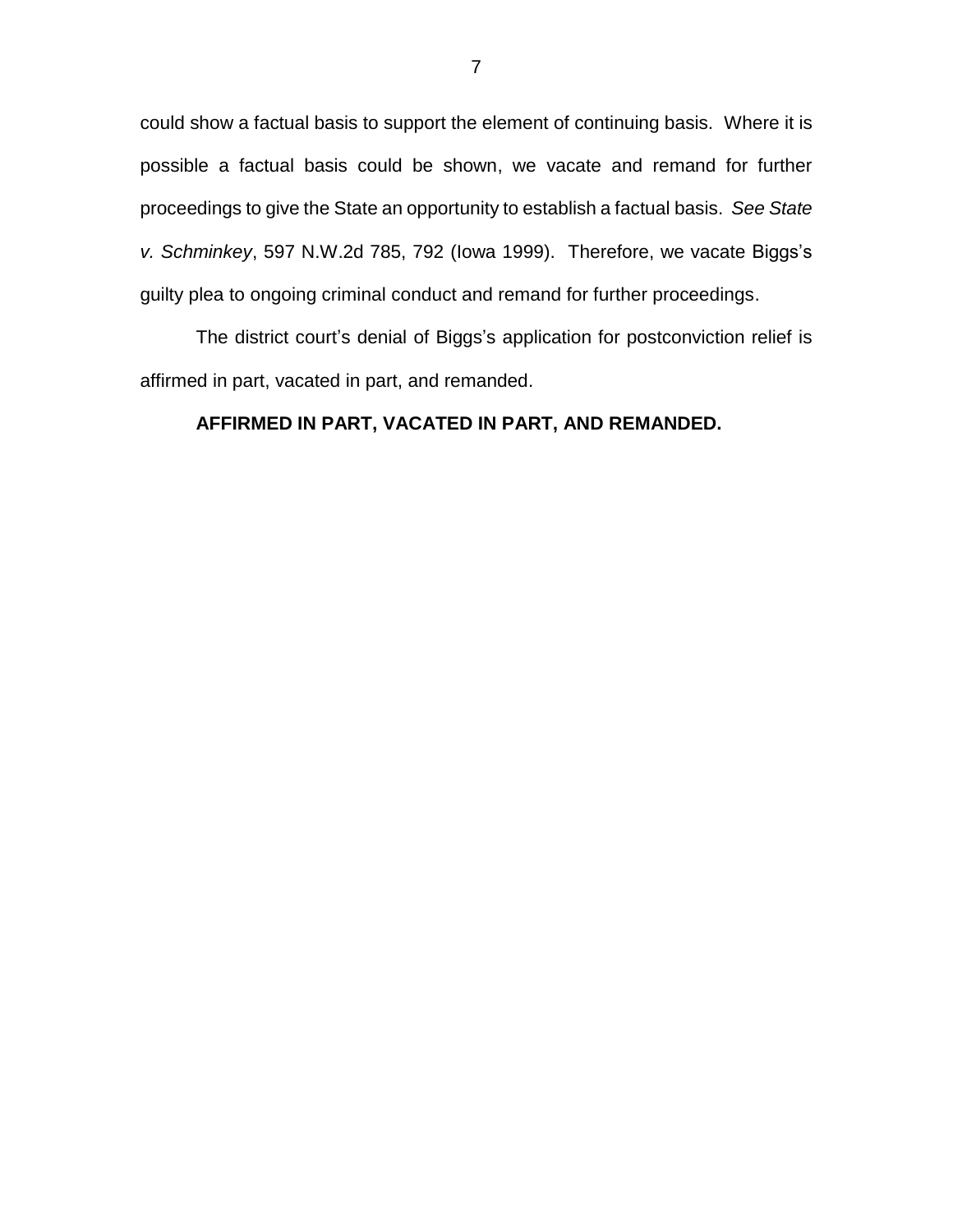could show a factual basis to support the element of continuing basis. Where it is possible a factual basis could be shown, we vacate and remand for further proceedings to give the State an opportunity to establish a factual basis. *See State v. Schminkey*, 597 N.W.2d 785, 792 (Iowa 1999). Therefore, we vacate Biggs's guilty plea to ongoing criminal conduct and remand for further proceedings.

The district court's denial of Biggs's application for postconviction relief is affirmed in part, vacated in part, and remanded.

**AFFIRMED IN PART, VACATED IN PART, AND REMANDED.**